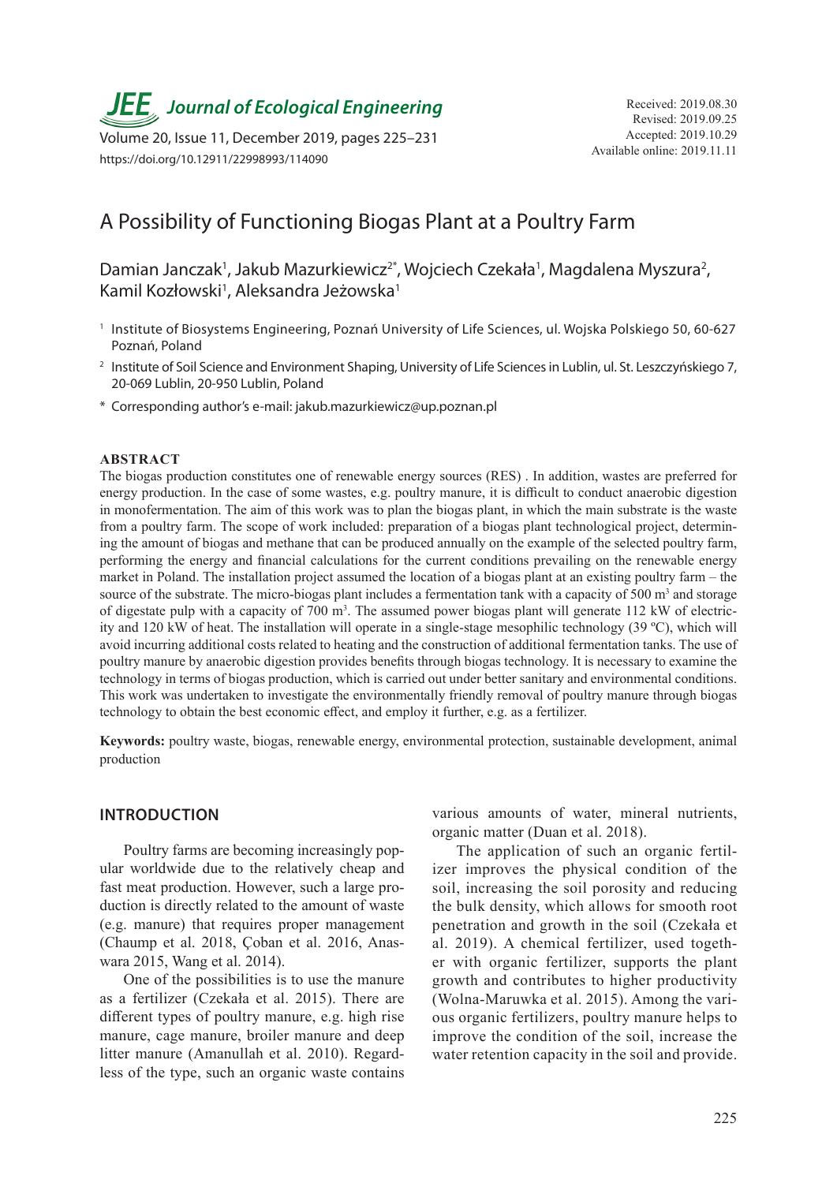# A Possibility of Functioning Biogas Plant at a Poultry Farm

Damian Janczak[1], Jakub Mazurkiewicz[2*], Wojciech Czekała[1], Magdalena Myszura[2], Kamil Kozłowski[1], Aleksandra Jeżowska[1]

[1] Institute of Biosystems Engineering, Poznań University of Life Sciences, ul. Wojska Polskiego 50, 60-627 Poznań, Poland

[2] Institute of Soil Science and Environment Shaping, University of Life Sciences in Lublin, ul. St. Leszczyńskiego 7, 20-069 Lublin, 20-950 Lublin, Poland

[*] Corresponding author's e-mail: jakub.mazurkiewicz@up.poznan.pl

Received: 2019.08.30
Revised: 2019.09.25
Accepted: 2019.10.29
Available online: 2019.11.11

https://doi.org/10.12911/22998993/114090

## ABSTRACT

The biogas production constitutes one of renewable energy sources (RES) . In addition, wastes are preferred for energy production. In the case of some wastes, e.g. poultry manure, it is difficult to conduct anaerobic digestion in monofermentation. The aim of this work was to plan the biogas plant, in which the main substrate is the waste from a poultry farm. The scope of work included: preparation of a biogas plant technological project, determining the amount of biogas and methane that can be produced annually on the example of the selected poultry farm, performing the energy and financial calculations for the current conditions prevailing on the renewable energy market in Poland. The installation project assumed the location of a biogas plant at an existing poultry farm – the source of the substrate. The micro-biogas plant includes a fermentation tank with a capacity of 500 m$^3$ and storage of digestate pulp with a capacity of 700 m$^3$. The assumed power biogas plant will generate 112 kW of electricity and 120 kW of heat. The installation will operate in a single-stage mesophilic technology (39 ºC), which will avoid incurring additional costs related to heating and the construction of additional fermentation tanks. The use of poultry manure by anaerobic digestion provides benefits through biogas technology. It is necessary to examine the technology in terms of biogas production, which is carried out under better sanitary and environmental conditions. This work was undertaken to investigate the environmentally friendly removal of poultry manure through biogas technology to obtain the best economic effect, and employ it further, e.g. as a fertilizer.

**Keywords:** poultry waste, biogas, renewable energy, environmental protection, sustainable development, animal production

## INTRODUCTION

Poultry farms are becoming increasingly popular worldwide due to the relatively cheap and fast meat production. However, such a large production is directly related to the amount of waste (e.g. manure) that requires proper management (Chaump et al. 2018, Çoban et al. 2016, Anaswara 2015, Wang et al. 2014).

One of the possibilities is to use the manure as a fertilizer (Czekała et al. 2015). There are different types of poultry manure, e.g. high rise manure, cage manure, broiler manure and deep litter manure (Amanullah et al. 2010). Regardless of the type, such an organic waste contains various amounts of water, mineral nutrients, organic matter (Duan et al. 2018).

The application of such an organic fertilizer improves the physical condition of the soil, increasing the soil porosity and reducing the bulk density, which allows for smooth root penetration and growth in the soil (Czekała et al. 2019). A chemical fertilizer, used together with organic fertilizer, supports the plant growth and contributes to higher productivity (Wolna-Maruwka et al. 2015). Among the various organic fertilizers, poultry manure helps to improve the condition of the soil, increase the water retention capacity in the soil and provide.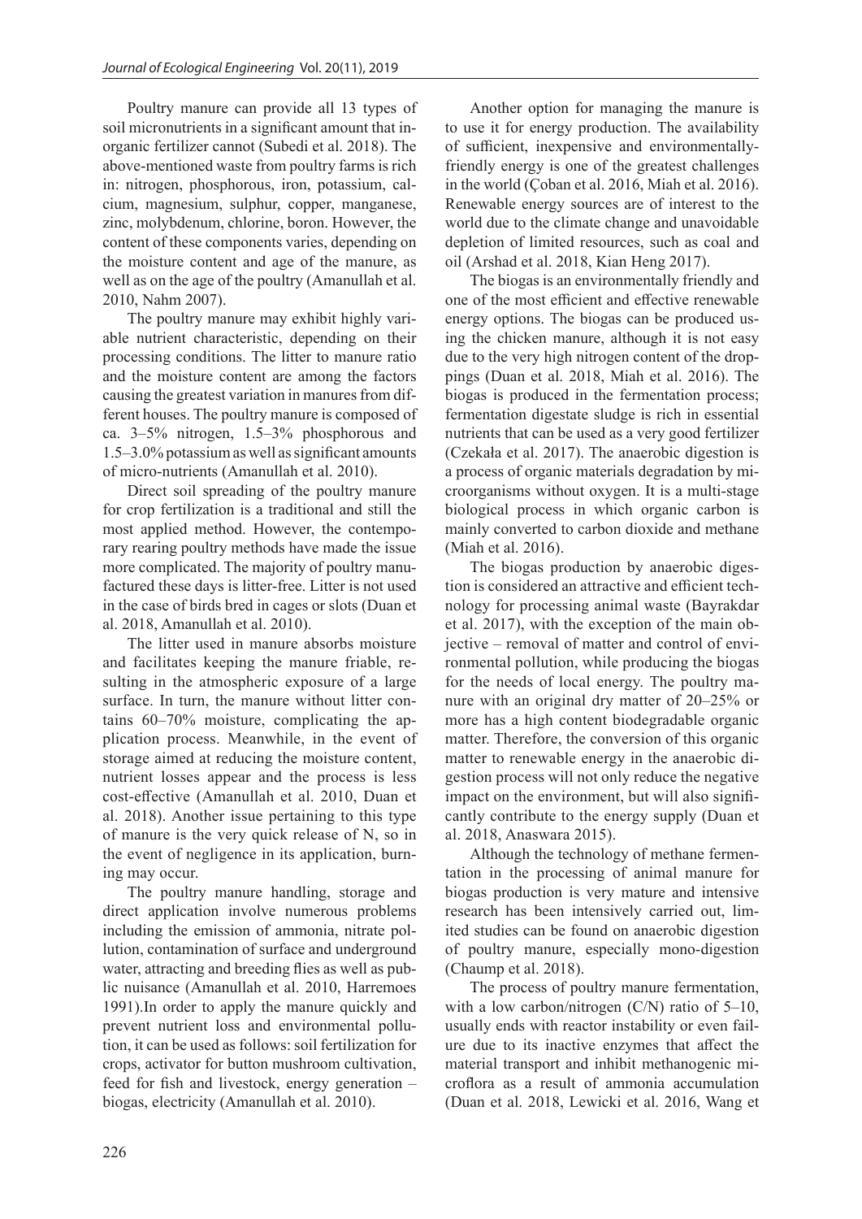Poultry manure can provide all 13 types of soil micronutrients in a significant amount that inorganic fertilizer cannot (Subedi et al. 2018). The above-mentioned waste from poultry farms is rich in: nitrogen, phosphorous, iron, potassium, calcium, magnesium, sulphur, copper, manganese, zinc, molybdenum, chlorine, boron. However, the content of these components varies, depending on the moisture content and age of the manure, as well as on the age of the poultry (Amanullah et al. 2010, Nahm 2007).

The poultry manure may exhibit highly variable nutrient characteristic, depending on their processing conditions. The litter to manure ratio and the moisture content are among the factors causing the greatest variation in manures from different houses. The poultry manure is composed of ca. 3–5% nitrogen, 1.5–3% phosphorous and 1.5–3.0% potassium as well as significant amounts of micro-nutrients (Amanullah et al. 2010).

Direct soil spreading of the poultry manure for crop fertilization is a traditional and still the most applied method. However, the contemporary rearing poultry methods have made the issue more complicated. The majority of poultry manufactured these days is litter-free. Litter is not used in the case of birds bred in cages or slots (Duan et al. 2018, Amanullah et al. 2010).

The litter used in manure absorbs moisture and facilitates keeping the manure friable, resulting in the atmospheric exposure of a large surface. In turn, the manure without litter contains 60–70% moisture, complicating the application process. Meanwhile, in the event of storage aimed at reducing the moisture content, nutrient losses appear and the process is less cost-effective (Amanullah et al. 2010, Duan et al. 2018). Another issue pertaining to this type of manure is the very quick release of N, so in the event of negligence in its application, burning may occur.

The poultry manure handling, storage and direct application involve numerous problems including the emission of ammonia, nitrate pollution, contamination of surface and underground water, attracting and breeding flies as well as public nuisance (Amanullah et al. 2010, Harremoes 1991).In order to apply the manure quickly and prevent nutrient loss and environmental pollution, it can be used as follows: soil fertilization for crops, activator for button mushroom cultivation, feed for fish and livestock, energy generation – biogas, electricity (Amanullah et al. 2010).

Another option for managing the manure is to use it for energy production. The availability of sufficient, inexpensive and environmentally-friendly energy is one of the greatest challenges in the world (Çoban et al. 2016, Miah et al. 2016). Renewable energy sources are of interest to the world due to the climate change and unavoidable depletion of limited resources, such as coal and oil (Arshad et al. 2018, Kian Heng 2017).

The biogas is an environmentally friendly and one of the most efficient and effective renewable energy options. The biogas can be produced using the chicken manure, although it is not easy due to the very high nitrogen content of the droppings (Duan et al. 2018, Miah et al. 2016). The biogas is produced in the fermentation process; fermentation digestate sludge is rich in essential nutrients that can be used as a very good fertilizer (Czekała et al. 2017). The anaerobic digestion is a process of organic materials degradation by microorganisms without oxygen. It is a multi-stage biological process in which organic carbon is mainly converted to carbon dioxide and methane (Miah et al. 2016).

The biogas production by anaerobic digestion is considered an attractive and efficient technology for processing animal waste (Bayrakdar et al. 2017), with the exception of the main objective – removal of matter and control of environmental pollution, while producing the biogas for the needs of local energy. The poultry manure with an original dry matter of 20–25% or more has a high content biodegradable organic matter. Therefore, the conversion of this organic matter to renewable energy in the anaerobic digestion process will not only reduce the negative impact on the environment, but will also significantly contribute to the energy supply (Duan et al. 2018, Anaswara 2015).

Although the technology of methane fermentation in the processing of animal manure for biogas production is very mature and intensive research has been intensively carried out, limited studies can be found on anaerobic digestion of poultry manure, especially mono-digestion (Chaump et al. 2018).

The process of poultry manure fermentation, with a low carbon/nitrogen (C/N) ratio of 5–10, usually ends with reactor instability or even failure due to its inactive enzymes that affect the material transport and inhibit methanogenic microflora as a result of ammonia accumulation (Duan et al. 2018, Lewicki et al. 2016, Wang et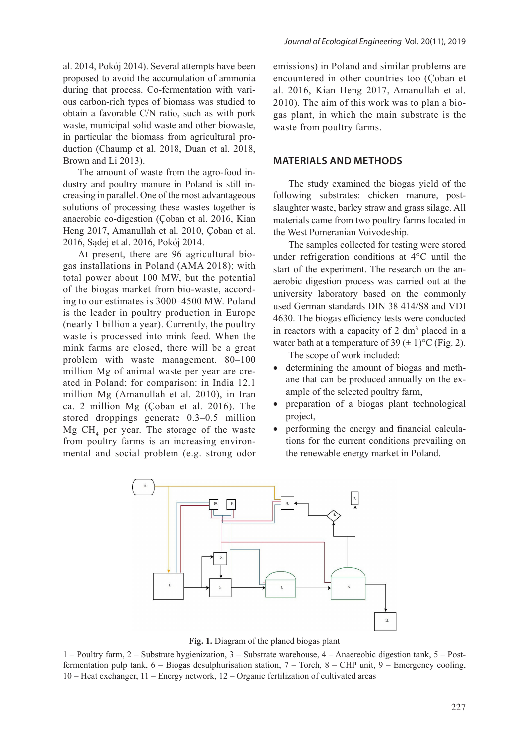al. 2014, Pokój 2014). Several attempts have been proposed to avoid the accumulation of ammonia during that process. Co-fermentation with various carbon-rich types of biomass was studied to obtain a favorable C/N ratio, such as with pork waste, municipal solid waste and other biowaste, in particular the biomass from agricultural production (Chaump et al. 2018, Duan et al. 2018, Brown and Li 2013).

The amount of waste from the agro-food industry and poultry manure in Poland is still increasing in parallel. One of the most advantageous solutions of processing these wastes together is anaerobic co-digestion (Çoban et al. 2016, Kian Heng 2017, Amanullah et al. 2010, Çoban et al. 2016, Sądej et al. 2016, Pokój 2014).

At present, there are 96 agricultural biogas installations in Poland (AMA 2018); with total power about 100 MW, but the potential of the biogas market from bio-waste, according to our estimates is 3000–4500 MW. Poland is the leader in poultry production in Europe (nearly 1 billion a year). Currently, the poultry waste is processed into mink feed. When the mink farms are closed, there will be a great problem with waste management. 80–100 million Mg of animal waste per year are created in Poland; for comparison: in India 12.1 million Mg (Amanullah et al. 2010), in Iran ca. 2 million Mg (Çoban et al. 2016). The stored droppings generate 0.3–0.5 million Mg $CH_4$ per year. The storage of the waste from poultry farms is an increasing environmental and social problem (e.g. strong odor emissions) in Poland and similar problems are encountered in other countries too (Çoban et al. 2016, Kian Heng 2017, Amanullah et al. 2010). The aim of this work was to plan a biogas plant, in which the main substrate is the waste from poultry farms.

## MATERIALS AND METHODS

The study examined the biogas yield of the following substrates: chicken manure, post-slaughter waste, barley straw and grass silage. All materials came from two poultry farms located in the West Pomeranian Voivodeship.

The samples collected for testing were stored under refrigeration conditions at 4°C until the start of the experiment. The research on the anaerobic digestion process was carried out at the university laboratory based on the commonly used German standards DIN 38 414/S8 and VDI 4630. The biogas efficiency tests were conducted in reactors with a capacity of 2 $dm^3$ placed in a water bath at a temperature of 39 (± 1)°C (Fig. 2).

The scope of work included:

- determining the amount of biogas and methane that can be produced annually on the example of the selected poultry farm,
- preparation of a biogas plant technological project,
- performing the energy and financial calculations for the current conditions prevailing on the renewable energy market in Poland.

**Fig. 1.** Diagram of the planed biogas plant

1 – Poultry farm, 2 – Substrate hygienization, 3 – Substrate warehouse, 4 – Anaereobic digestion tank, 5 – Post-fermentation pulp tank, 6 – Biogas desulphurisation station, 7 – Torch, 8 – CHP unit, 9 – Emergency cooling, 10 – Heat exchanger, 11 – Energy network, 12 – Organic fertilization of cultivated areas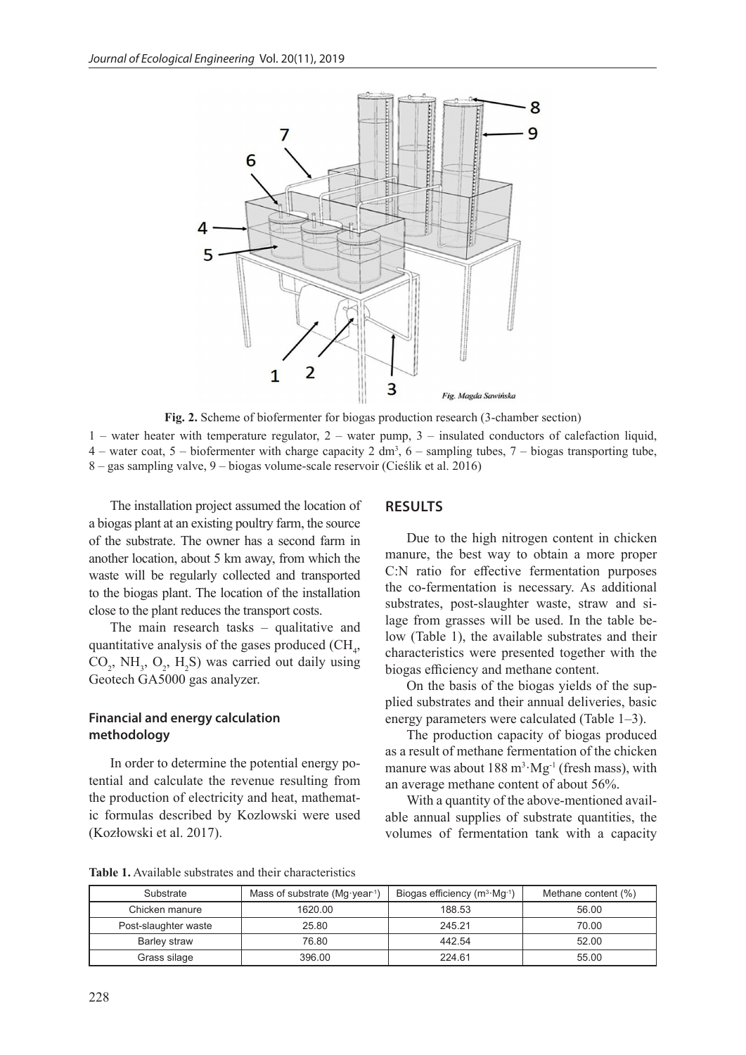**Fig. 2.** Scheme of biofermenter for biogas production research (3-chamber section)

1 – water heater with temperature regulator, 2 – water pump, 3 – insulated conductors of calefaction liquid, 4 – water coat, 5 – biofermenter with charge capacity 2 $dm^3$, 6 – sampling tubes, 7 – biogas transporting tube, 8 – gas sampling valve, 9 – biogas volume-scale reservoir (Cieślik et al. 2016)

The installation project assumed the location of a biogas plant at an existing poultry farm, the source of the substrate. The owner has a second farm in another location, about 5 km away, from which the waste will be regularly collected and transported to the biogas plant. The location of the installation close to the plant reduces the transport costs.

The main research tasks – qualitative and quantitative analysis of the gases produced ($CH_4$, $CO_2$, $NH_3$, $O_2$, $H_2S$) was carried out daily using Geotech GA5000 gas analyzer.

### Financial and energy calculation methodology

In order to determine the potential energy potential and calculate the revenue resulting from the production of electricity and heat, mathematic formulas described by Kozlowski were used (Kozłowski et al. 2017).

## RESULTS

Due to the high nitrogen content in chicken manure, the best way to obtain a more proper C:N ratio for effective fermentation purposes the co-fermentation is necessary. As additional substrates, post-slaughter waste, straw and silage from grasses will be used. In the table below (Table 1), the available substrates and their characteristics were presented together with the biogas efficiency and methane content.

On the basis of the biogas yields of the supplied substrates and their annual deliveries, basic energy parameters were calculated (Table 1–3).

The production capacity of biogas produced as a result of methane fermentation of the chicken manure was about 188 $m^3 \cdot Mg^{-1}$ (fresh mass), with an average methane content of about 56%.

With a quantity of the above-mentioned available annual supplies of substrate quantities, the volumes of fermentation tank with a capacity

**Table 1.** Available substrates and their characteristics

| Substrate | Mass of substrate ($Mg \cdot year^{-1}$) | Biogas efficiency ($m^3 \cdot Mg^{-1}$) | Methane content (%) |
|---|---|---|---|
| Chicken manure | 1620.00 | 188.53 | 56.00 |
| Post-slaughter waste | 25.80 | 245.21 | 70.00 |
| Barley straw | 76.80 | 442.54 | 52.00 |
| Grass silage | 396.00 | 224.61 | 55.00 |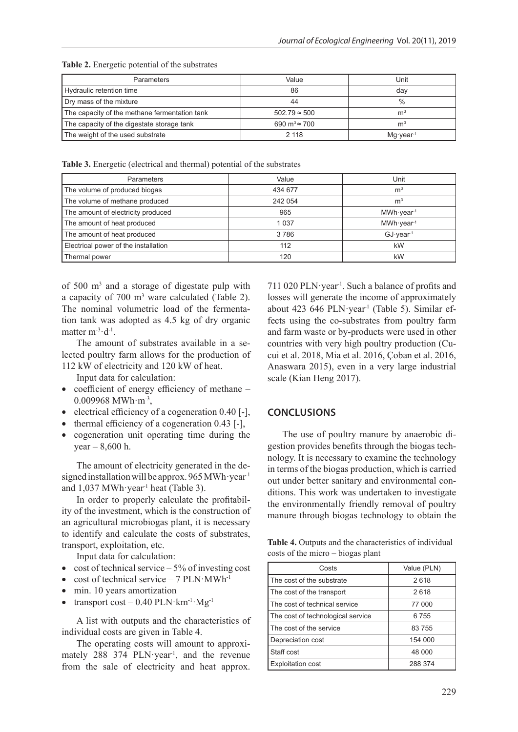**Table 2.** Energetic potential of the substrates

| Parameters | Value | Unit |
|---|---|---|
| Hydraulic retention time | 86 | day |
| Dry mass of the mixture | 44 | % |
| The capacity of the methane fermentation tank | 502.79 ≈ 500 | $m^3$ |
| The capacity of the digestate storage tank | 690 $m^3$ ≈ 700 | $m^3$ |
| The weight of the used substrate | 2 118 | $Mg \cdot year^{-1}$ |

**Table 3.** Energetic (electrical and thermal) potential of the substrates

| Parameters | Value | Unit |
|---|---|---|
| The volume of produced biogas | 434 677 | $m^3$ |
| The volume of methane produced | 242 054 | $m^3$ |
| The amount of electricity produced | 965 | $MWh \cdot year^{-1}$ |
| The amount of heat produced | 1 037 | $MWh \cdot year^{-1}$ |
| The amount of heat produced | 3 786 | $GJ \cdot year^{-1}$ |
| Electrical power of the installation | 112 | kW |
| Thermal power | 120 | kW |

of 500 $m^3$ and a storage of digestate pulp with a capacity of 700 $m^3$ ware calculated (Table 2). The nominal volumetric load of the fermentation tank was adopted as 4.5 kg of dry organic matter $m^{-3} \cdot d^{-1}$.

The amount of substrates available in a selected poultry farm allows for the production of 112 kW of electricity and 120 kW of heat.

Input data for calculation:

- coefficient of energy efficiency of methane – 0.009968 $MWh \cdot m^{-3}$,
- electrical efficiency of a cogeneration 0.40 [-],
- thermal efficiency of a cogeneration 0.43 [-],
- cogeneration unit operating time during the year – 8,600 h.

The amount of electricity generated in the designed installation will be approx. 965 $MWh \cdot year^{-1}$ and 1,037 $MWh \cdot year^{-1}$ heat (Table 3).

In order to properly calculate the profitability of the investment, which is the construction of an agricultural microbiogas plant, it is necessary to identify and calculate the costs of substrates, transport, exploitation, etc.

Input data for calculation:

- cost of technical service – 5% of investing cost
- cost of technical service – 7 $PLN \cdot MWh^{-1}$
- min. 10 years amortization
- transport cost – 0.40 $PLN \cdot km^{-1} \cdot Mg^{-1}$

A list with outputs and the characteristics of individual costs are given in Table 4.

The operating costs will amount to approximately 288 374 $PLN \cdot year^{-1}$, and the revenue from the sale of electricity and heat approx. 711 020 $PLN \cdot year^{-1}$. Such a balance of profits and losses will generate the income of approximately about 423 646 $PLN \cdot year^{-1}$ (Table 5). Similar effects using the co-substrates from poultry farm and farm waste or by-products were used in other countries with very high poultry production (Cucui et al. 2018, Mia et al. 2016, Çoban et al. 2016, Anaswara 2015), even in a very large industrial scale (Kian Heng 2017).

## CONCLUSIONS

The use of poultry manure by anaerobic digestion provides benefits through the biogas technology. It is necessary to examine the technology in terms of the biogas production, which is carried out under better sanitary and environmental conditions. This work was undertaken to investigate the environmentally friendly removal of poultry manure through biogas technology to obtain the

**Table 4.** Outputs and the characteristics of individual costs of the micro – biogas plant

| Costs | Value (PLN) |
|---|---|
| The cost of the substrate | 2 618 |
| The cost of the transport | 2 618 |
| The cost of technical service | 77 000 |
| The cost of technological service | 6 755 |
| The cost of the service | 83 755 |
| Depreciation cost | 154 000 |
| Staff cost | 48 000 |
| Exploitation cost | 288 374 |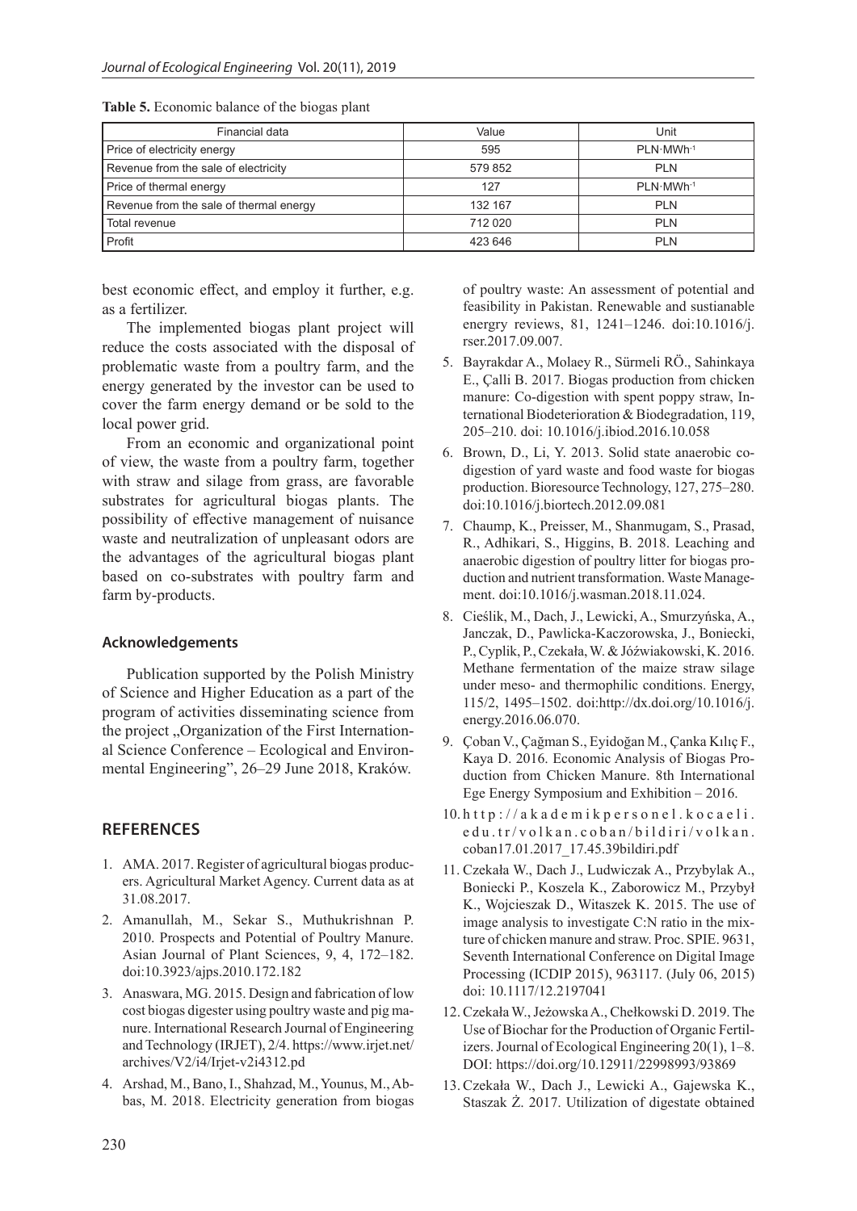**Table 5.** Economic balance of the biogas plant

| Financial data | Value | Unit |
|---|---|---|
| Price of electricity energy | 595 | $PLN \cdot MWh^{-1}$ |
| Revenue from the sale of electricity | 579 852 | PLN |
| Price of thermal energy | 127 | $PLN \cdot MWh^{-1}$ |
| Revenue from the sale of thermal energy | 132 167 | PLN |
| Total revenue | 712 020 | PLN |
| Profit | 423 646 | PLN |

best economic effect, and employ it further, e.g. as a fertilizer.

The implemented biogas plant project will reduce the costs associated with the disposal of problematic waste from a poultry farm, and the energy generated by the investor can be used to cover the farm energy demand or be sold to the local power grid.

From an economic and organizational point of view, the waste from a poultry farm, together with straw and silage from grass, are favorable substrates for agricultural biogas plants. The possibility of effective management of nuisance waste and neutralization of unpleasant odors are the advantages of the agricultural biogas plant based on co-substrates with poultry farm and farm by-products.

## Acknowledgements

Publication supported by the Polish Ministry of Science and Higher Education as a part of the program of activities disseminating science from the project „Organization of the First International Science Conference – Ecological and Environmental Engineering", 26–29 June 2018, Kraków.

## REFERENCES

1. AMA. 2017. Register of agricultural biogas producers. Agricultural Market Agency. Current data as at 31.08.2017.
2. Amanullah, M., Sekar S., Muthukrishnan P. 2010. Prospects and Potential of Poultry Manure. Asian Journal of Plant Sciences, 9, 4, 172–182. doi:10.3923/ajps.2010.172.182
3. Anaswara, MG. 2015. Design and fabrication of low cost biogas digester using poultry waste and pig manure. International Research Journal of Engineering and Technology (IRJET), 2/4. https://www.irjet.net/archives/V2/i4/Irjet-v2i4312.pd
4. Arshad, M., Bano, I., Shahzad, M., Younus, M., Abbas, M. 2018. Electricity generation from biogas of poultry waste: An assessment of potential and feasibility in Pakistan. Renewable and sustianable energry reviews, 81, 1241–1246. doi:10.1016/j.rser.2017.09.007.
5. Bayrakdar A., Molaey R., Sürmeli RÖ., Sahinkaya E., Çalli B. 2017. Biogas production from chicken manure: Co-digestion with spent poppy straw, International Biodeterioration & Biodegradation, 119, 205–210. doi: 10.1016/j.ibiod.2016.10.058
6. Brown, D., Li, Y. 2013. Solid state anaerobic co-digestion of yard waste and food waste for biogas production. Bioresource Technology, 127, 275–280. doi:10.1016/j.biortech.2012.09.081
7. Chaump, K., Preisser, M., Shanmugam, S., Prasad, R., Adhikari, S., Higgins, B. 2018. Leaching and anaerobic digestion of poultry litter for biogas production and nutrient transformation. Waste Management. doi:10.1016/j.wasman.2018.11.024.
8. Cieślik, M., Dach, J., Lewicki, A., Smurzyńska, A., Janczak, D., Pawlicka-Kaczorowska, J., Boniecki, P., Cyplik, P., Czekała, W. & Jóźwiakowski, K. 2016. Methane fermentation of the maize straw silage under meso- and thermophilic conditions. Energy, 115/2, 1495–1502. doi:http://dx.doi.org/10.1016/j.energy.2016.06.070.
9. Çoban V., Çağman S., Eyidoğan M., Çanka Kılıç F., Kaya D. 2016. Economic Analysis of Biogas Production from Chicken Manure. 8th International Ege Energy Symposium and Exhibition – 2016.
10. http://akademikpersonel.kocaeli.edu.tr/volkan.coban/bildiri/volkan.coban17.01.2017_17.45.39bildiri.pdf
11. Czekała W., Dach J., Ludwiczak A., Przybylak A., Boniecki P., Koszela K., Zaborowicz M., Przybył K., Wojcieszak D., Witaszek K. 2015. The use of image analysis to investigate C:N ratio in the mixture of chicken manure and straw. Proc. SPIE. 9631, Seventh International Conference on Digital Image Processing (ICDIP 2015), 963117. (July 06, 2015) doi: 10.1117/12.2197041
12. Czekała W., Jeżowska A., Chełkowski D. 2019. The Use of Biochar for the Production of Organic Fertilizers. Journal of Ecological Engineering 20(1), 1–8. DOI: https://doi.org/10.12911/22998993/93869
13. Czekała W., Dach J., Lewicki A., Gajewska K., Staszak Ż. 2017. Utilization of digestate obtained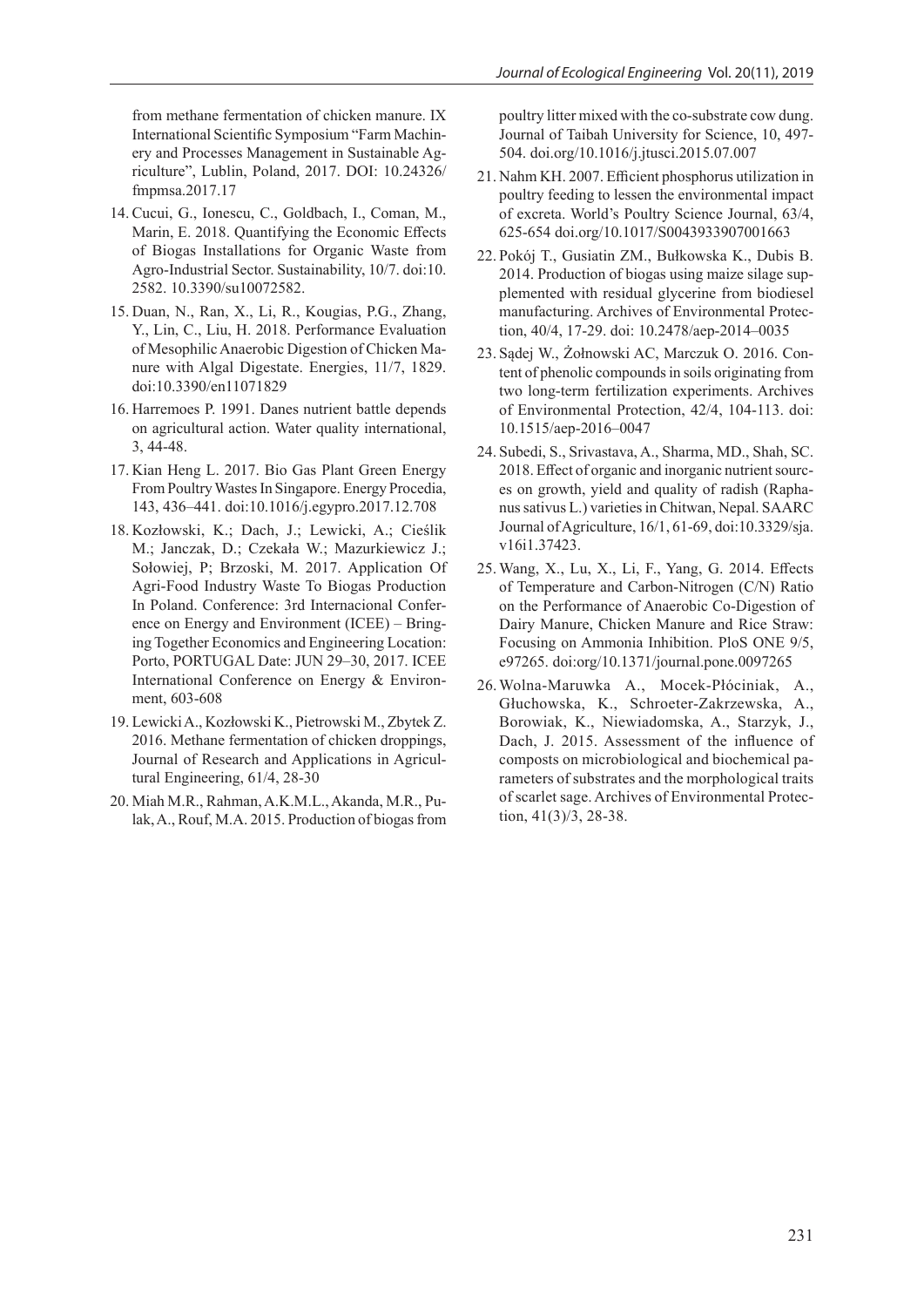from methane fermentation of chicken manure. IX International Scientific Symposium "Farm Machinery and Processes Management in Sustainable Agriculture", Lublin, Poland, 2017. DOI: 10.24326/fmpmsa.2017.17

14. Cucui, G., Ionescu, C., Goldbach, I., Coman, M., Marin, E. 2018. Quantifying the Economic Effects of Biogas Installations for Organic Waste from Agro-Industrial Sector. Sustainability, 10/7. doi:10.2582. 10.3390/su10072582.
15. Duan, N., Ran, X., Li, R., Kougias, P.G., Zhang, Y., Lin, C., Liu, H. 2018. Performance Evaluation of Mesophilic Anaerobic Digestion of Chicken Manure with Algal Digestate. Energies, 11/7, 1829. doi:10.3390/en11071829
16. Harremoes P. 1991. Danes nutrient battle depends on agricultural action. Water quality international, 3, 44-48.
17. Kian Heng L. 2017. Bio Gas Plant Green Energy From Poultry Wastes In Singapore. Energy Procedia, 143, 436–441. doi:10.1016/j.egypro.2017.12.708
18. Kozłowski, K.; Dach, J.; Lewicki, A.; Cieślik M.; Janczak, D.; Czekała W.; Mazurkiewicz J.; Sołowiej, P; Brzoski, M. 2017. Application Of Agri-Food Industry Waste To Biogas Production In Poland. Conference: 3rd Internacional Conference on Energy and Environment (ICEE) – Bringing Together Economics and Engineering Location: Porto, PORTUGAL Date: JUN 29–30, 2017. ICEE International Conference on Energy & Environment, 603-608
19. Lewicki A., Kozłowski K., Pietrowski M., Zbytek Z. 2016. Methane fermentation of chicken droppings, Journal of Research and Applications in Agricultural Engineering, 61/4, 28-30
20. Miah M.R., Rahman, A.K.M.L., Akanda, M.R., Pulak, A., Rouf, M.A. 2015. Production of biogas from poultry litter mixed with the co-substrate cow dung. Journal of Taibah University for Science, 10, 497-504. doi.org/10.1016/j.jtusci.2015.07.007
21. Nahm KH. 2007. Efficient phosphorus utilization in poultry feeding to lessen the environmental impact of excreta. World's Poultry Science Journal, 63/4, 625-654 doi.org/10.1017/S0043933907001663
22. Pokój T., Gusiatin ZM., Bułkowska K., Dubis B. 2014. Production of biogas using maize silage supplemented with residual glycerine from biodiesel manufacturing. Archives of Environmental Protection, 40/4, 17-29. doi: 10.2478/aep-2014–0035
23. Sądej W., Żołnowski AC, Marczuk O. 2016. Content of phenolic compounds in soils originating from two long-term fertilization experiments. Archives of Environmental Protection, 42/4, 104-113. doi: 10.1515/aep-2016–0047
24. Subedi, S., Srivastava, A., Sharma, MD., Shah, SC. 2018. Effect of organic and inorganic nutrient sources on growth, yield and quality of radish (Raphanus sativus L.) varieties in Chitwan, Nepal. SAARC Journal of Agriculture, 16/1, 61-69, doi:10.3329/sja.v16i1.37423.
25. Wang, X., Lu, X., Li, F., Yang, G. 2014. Effects of Temperature and Carbon-Nitrogen (C/N) Ratio on the Performance of Anaerobic Co-Digestion of Dairy Manure, Chicken Manure and Rice Straw: Focusing on Ammonia Inhibition. PloS ONE 9/5, e97265. doi:org/10.1371/journal.pone.0097265
26. Wolna-Maruwka A., Mocek-Płóciniak, A., Głuchowska, K., Schroeter-Zakrzewska, A., Borowiak, K., Niewiadomska, A., Starzyk, J., Dach, J. 2015. Assessment of the influence of composts on microbiological and biochemical parameters of substrates and the morphological traits of scarlet sage. Archives of Environmental Protection, 41(3)/3, 28-38.